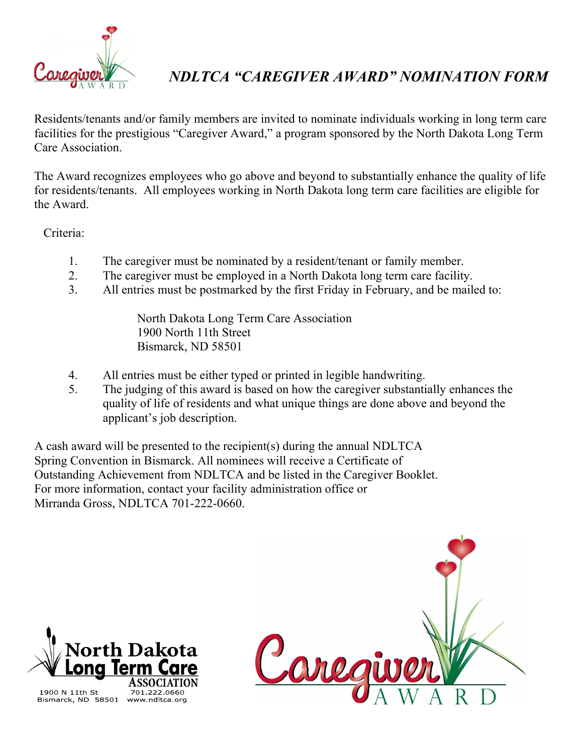# *NDLTCA "CAREGIVER AWARD" NOMINATION FORM*

Residents/tenants and/or family members are invited to nominate individuals working in long term care facilities for the prestigious "Caregiver Award," a program sponsored by the North Dakota Long Term Care Association.

The Award recognizes employees who go above and beyond to substantially enhance the quality of life for residents/tenants. All employees working in North Dakota long term care facilities are eligible for the Award.

Criteria:

1. The caregiver must be nominated by a resident/tenant or family member.
2. The caregiver must be employed in a North Dakota long term care facility.
3. All entries must be postmarked by the first Friday in February, and be mailed to:

   North Dakota Long Term Care Association
   1900 North 11th Street
   Bismarck, ND 58501

4. All entries must be either typed or printed in legible handwriting.
5. The judging of this award is based on how the caregiver substantially enhances the quality of life of residents and what unique things are done above and beyond the applicant's job description.

A cash award will be presented to the recipient(s) during the annual NDLTCA Spring Convention in Bismarck. All nominees will receive a Certificate of Outstanding Achievement from NDLTCA and be listed in the Caregiver Booklet. For more information, contact your facility administration office or Mirranda Gross, NDLTCA 701-222-0660.

North Dakota Long Term Care Association
1900 N 11th St
Bismarck, ND 58501
701.222.0660
www.ndltca.org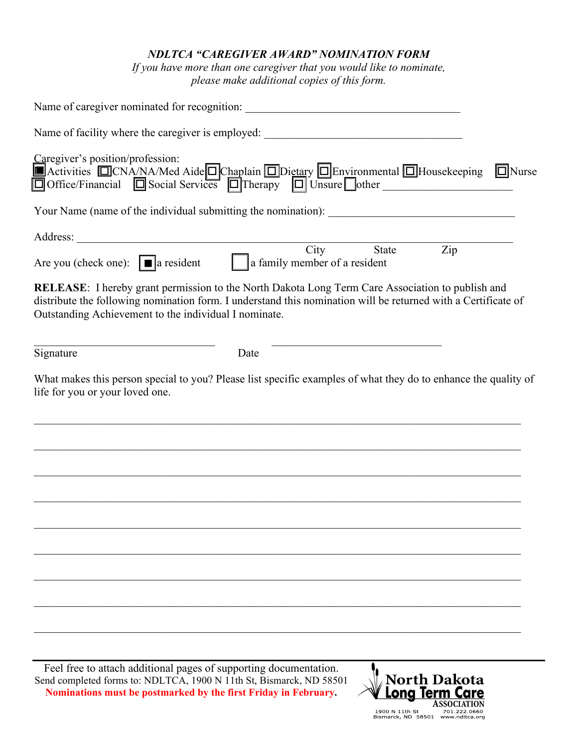*NDLTCA "CAREGIVER AWARD" NOMINATION FORM*

*If you have more than one caregiver that you would like to nominate, please make additional copies of this form.*

Name of caregiver nominated for recognition: ______________________________________

Name of facility where the caregiver is employed: ___________________________________

Caregiver's position/profession:

■ Activities ☐ CNA/NA/Med Aide ☐ Chaplain ☐ Dietary ☐ Environmental ☐ Housekeeping ☐ Nurse ☐ Office/Financial ☐ Social Services ☐ Therapy ☐ Unsure ☐ other ______________________

Your Name (name of the individual submitting the nomination): ________________________________

Address: ______________________________________________________________________________

City State Zip

Are you (check one): ■ a resident ☐ a family member of a resident

**RELEASE**: I hereby grant permission to the North Dakota Long Term Care Association to publish and distribute the following nomination form. I understand this nomination will be returned with a Certificate of Outstanding Achievement to the individual I nominate.

________________________________ ______________________________

Signature Date

What makes this person special to you? Please list specific examples of what they do to enhance the quality of life for you or your loved one.

_______________________________________________________________________________________

_______________________________________________________________________________________

_______________________________________________________________________________________

_______________________________________________________________________________________

_______________________________________________________________________________________

_______________________________________________________________________________________

_______________________________________________________________________________________

_______________________________________________________________________________________

_______________________________________________________________________________________

Feel free to attach additional pages of supporting documentation.
Send completed forms to: NDLTCA, 1900 N 11th St, Bismarck, ND 58501
**Nominations must be postmarked by the first Friday in February.**

North Dakota Long Term Care ASSOCIATION
1900 N 11th St
Bismarck, ND 58501
701.222.0660
www.ndltca.org